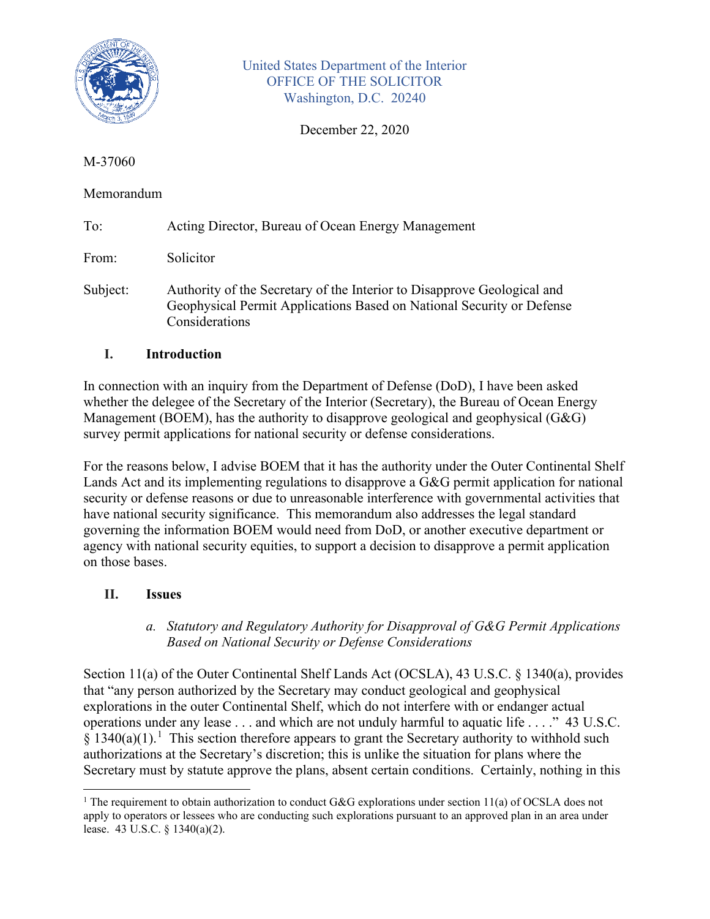United States Department of the Interior
OFFICE OF THE SOLICITOR
Washington, D.C. 20240

December 22, 2020

M-37060

Memorandum

To: Acting Director, Bureau of Ocean Energy Management

From: Solicitor

Subject: Authority of the Secretary of the Interior to Disapprove Geological and Geophysical Permit Applications Based on National Security or Defense Considerations

## I. Introduction

In connection with an inquiry from the Department of Defense (DoD), I have been asked whether the delegee of the Secretary of the Interior (Secretary), the Bureau of Ocean Energy Management (BOEM), has the authority to disapprove geological and geophysical (G&G) survey permit applications for national security or defense considerations.

For the reasons below, I advise BOEM that it has the authority under the Outer Continental Shelf Lands Act and its implementing regulations to disapprove a G&G permit application for national security or defense reasons or due to unreasonable interference with governmental activities that have national security significance. This memorandum also addresses the legal standard governing the information BOEM would need from DoD, or another executive department or agency with national security equities, to support a decision to disapprove a permit application on those bases.

## II. Issues

### *a. Statutory and Regulatory Authority for Disapproval of G&G Permit Applications Based on National Security or Defense Considerations*

Section 11(a) of the Outer Continental Shelf Lands Act (OCSLA), 43 U.S.C. § 1340(a), provides that "any person authorized by the Secretary may conduct geological and geophysical explorations in the outer Continental Shelf, which do not interfere with or endanger actual operations under any lease . . . and which are not unduly harmful to aquatic life . . . ." 43 U.S.C. § 1340(a)(1).[1] This section therefore appears to grant the Secretary authority to withhold such authorizations at the Secretary's discretion; this is unlike the situation for plans where the Secretary must by statute approve the plans, absent certain conditions. Certainly, nothing in this

[1] The requirement to obtain authorization to conduct G&G explorations under section 11(a) of OCSLA does not apply to operators or lessees who are conducting such explorations pursuant to an approved plan in an area under lease. 43 U.S.C. § 1340(a)(2).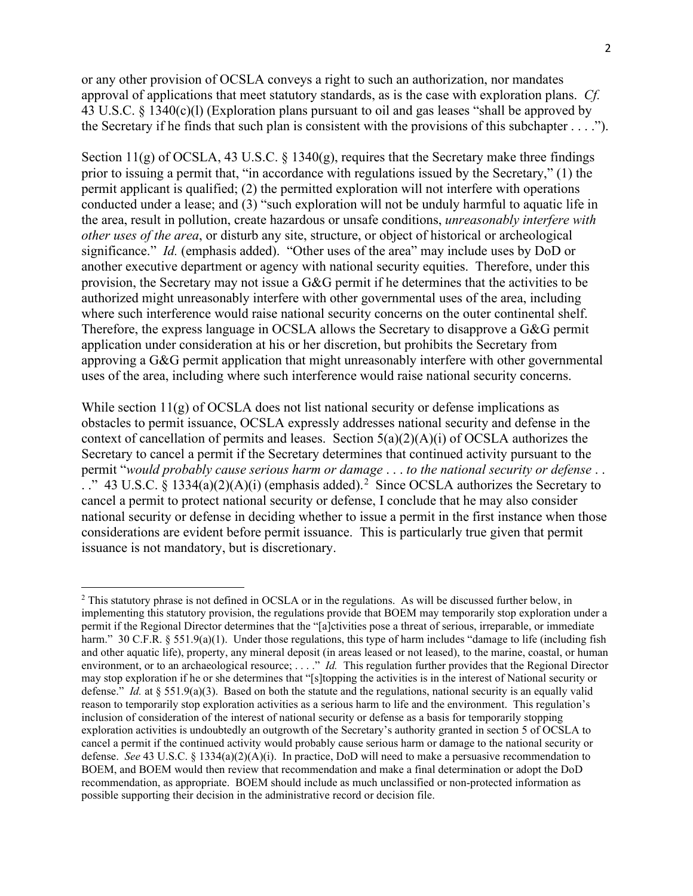or any other provision of OCSLA conveys a right to such an authorization, nor mandates approval of applications that meet statutory standards, as is the case with exploration plans. *Cf.* 43 U.S.C. § 1340(c)(l) (Exploration plans pursuant to oil and gas leases "shall be approved by the Secretary if he finds that such plan is consistent with the provisions of this subchapter . . . .").

Section 11(g) of OCSLA, 43 U.S.C. § 1340(g), requires that the Secretary make three findings prior to issuing a permit that, "in accordance with regulations issued by the Secretary," (1) the permit applicant is qualified; (2) the permitted exploration will not interfere with operations conducted under a lease; and (3) "such exploration will not be unduly harmful to aquatic life in the area, result in pollution, create hazardous or unsafe conditions, *unreasonably interfere with other uses of the area*, or disturb any site, structure, or object of historical or archeological significance." *Id.* (emphasis added). "Other uses of the area" may include uses by DoD or another executive department or agency with national security equities. Therefore, under this provision, the Secretary may not issue a G&G permit if he determines that the activities to be authorized might unreasonably interfere with other governmental uses of the area, including where such interference would raise national security concerns on the outer continental shelf. Therefore, the express language in OCSLA allows the Secretary to disapprove a G&G permit application under consideration at his or her discretion, but prohibits the Secretary from approving a G&G permit application that might unreasonably interfere with other governmental uses of the area, including where such interference would raise national security concerns.

While section 11(g) of OCSLA does not list national security or defense implications as obstacles to permit issuance, OCSLA expressly addresses national security and defense in the context of cancellation of permits and leases. Section 5(a)(2)(A)(i) of OCSLA authorizes the Secretary to cancel a permit if the Secretary determines that continued activity pursuant to the permit "*would probably cause serious harm or damage . . . to the national security or defense* . . . ." 43 U.S.C. § 1334(a)(2)(A)(i) (emphasis added).[2] Since OCSLA authorizes the Secretary to cancel a permit to protect national security or defense, I conclude that he may also consider national security or defense in deciding whether to issue a permit in the first instance when those considerations are evident before permit issuance. This is particularly true given that permit issuance is not mandatory, but is discretionary.

[2] This statutory phrase is not defined in OCSLA or in the regulations. As will be discussed further below, in implementing this statutory provision, the regulations provide that BOEM may temporarily stop exploration under a permit if the Regional Director determines that the "[a]ctivities pose a threat of serious, irreparable, or immediate harm." 30 C.F.R. § 551.9(a)(1). Under those regulations, this type of harm includes "damage to life (including fish and other aquatic life), property, any mineral deposit (in areas leased or not leased), to the marine, coastal, or human environment, or to an archaeological resource; . . . ." *Id.* This regulation further provides that the Regional Director may stop exploration if he or she determines that "[s]topping the activities is in the interest of National security or defense." *Id.* at § 551.9(a)(3). Based on both the statute and the regulations, national security is an equally valid reason to temporarily stop exploration activities as a serious harm to life and the environment. This regulation's inclusion of consideration of the interest of national security or defense as a basis for temporarily stopping exploration activities is undoubtedly an outgrowth of the Secretary's authority granted in section 5 of OCSLA to cancel a permit if the continued activity would probably cause serious harm or damage to the national security or defense. *See* 43 U.S.C. § 1334(a)(2)(A)(i). In practice, DoD will need to make a persuasive recommendation to BOEM, and BOEM would then review that recommendation and make a final determination or adopt the DoD recommendation, as appropriate. BOEM should include as much unclassified or non-protected information as possible supporting their decision in the administrative record or decision file.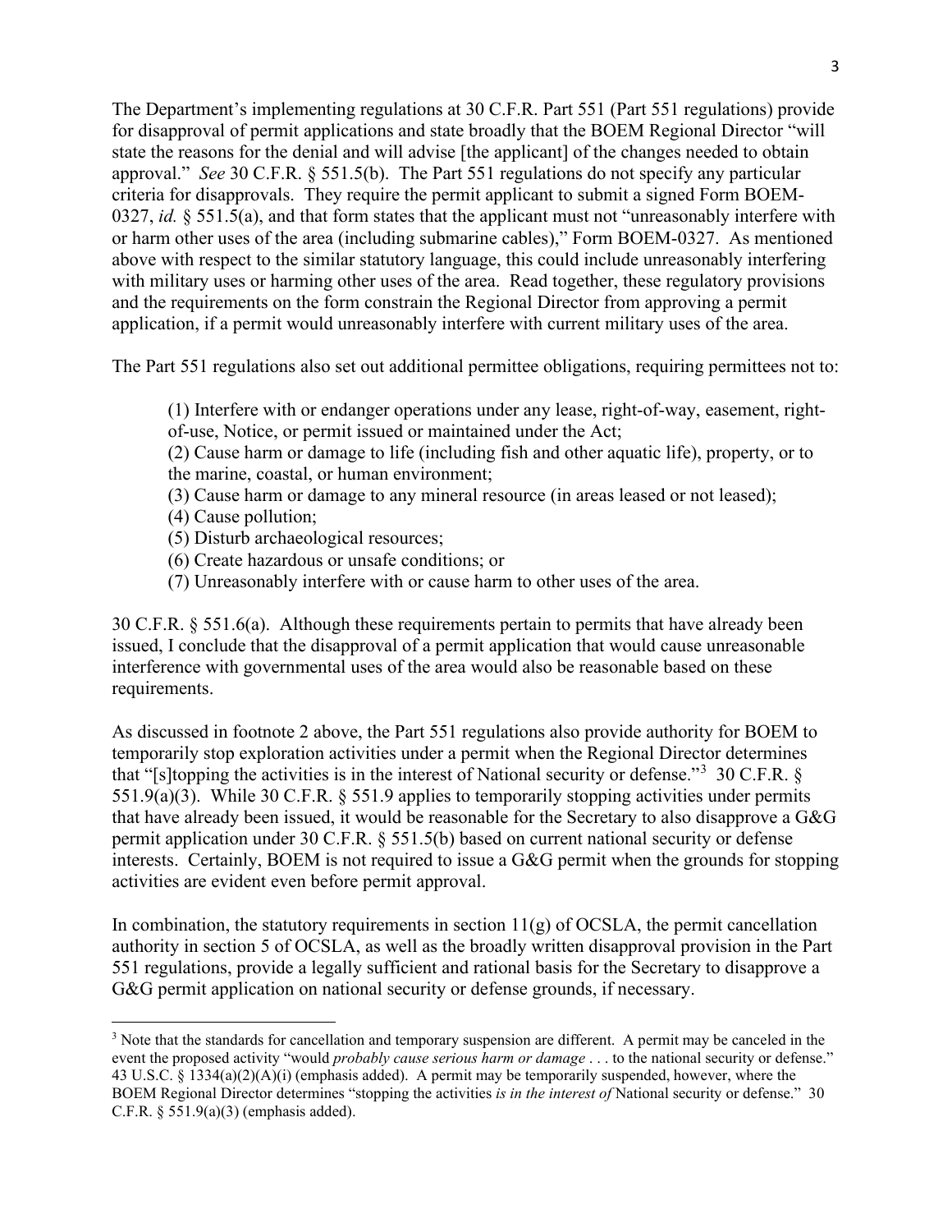The Department's implementing regulations at 30 C.F.R. Part 551 (Part 551 regulations) provide for disapproval of permit applications and state broadly that the BOEM Regional Director "will state the reasons for the denial and will advise [the applicant] of the changes needed to obtain approval." *See* 30 C.F.R. § 551.5(b). The Part 551 regulations do not specify any particular criteria for disapprovals. They require the permit applicant to submit a signed Form BOEM-0327, *id.* § 551.5(a), and that form states that the applicant must not "unreasonably interfere with or harm other uses of the area (including submarine cables)," Form BOEM-0327. As mentioned above with respect to the similar statutory language, this could include unreasonably interfering with military uses or harming other uses of the area. Read together, these regulatory provisions and the requirements on the form constrain the Regional Director from approving a permit application, if a permit would unreasonably interfere with current military uses of the area.

The Part 551 regulations also set out additional permittee obligations, requiring permittees not to:

> (1) Interfere with or endanger operations under any lease, right-of-way, easement, right-of-use, Notice, or permit issued or maintained under the Act;
> (2) Cause harm or damage to life (including fish and other aquatic life), property, or to the marine, coastal, or human environment;
> (3) Cause harm or damage to any mineral resource (in areas leased or not leased);
> (4) Cause pollution;
> (5) Disturb archaeological resources;
> (6) Create hazardous or unsafe conditions; or
> (7) Unreasonably interfere with or cause harm to other uses of the area.

30 C.F.R. § 551.6(a). Although these requirements pertain to permits that have already been issued, I conclude that the disapproval of a permit application that would cause unreasonable interference with governmental uses of the area would also be reasonable based on these requirements.

As discussed in footnote 2 above, the Part 551 regulations also provide authority for BOEM to temporarily stop exploration activities under a permit when the Regional Director determines that "[s]topping the activities is in the interest of National security or defense."[3] 30 C.F.R. § 551.9(a)(3). While 30 C.F.R. § 551.9 applies to temporarily stopping activities under permits that have already been issued, it would be reasonable for the Secretary to also disapprove a G&G permit application under 30 C.F.R. § 551.5(b) based on current national security or defense interests. Certainly, BOEM is not required to issue a G&G permit when the grounds for stopping activities are evident even before permit approval.

In combination, the statutory requirements in section 11(g) of OCSLA, the permit cancellation authority in section 5 of OCSLA, as well as the broadly written disapproval provision in the Part 551 regulations, provide a legally sufficient and rational basis for the Secretary to disapprove a G&G permit application on national security or defense grounds, if necessary.

---

[3] Note that the standards for cancellation and temporary suspension are different. A permit may be canceled in the event the proposed activity "would *probably cause serious harm or damage* . . . to the national security or defense." 43 U.S.C. § 1334(a)(2)(A)(i) (emphasis added). A permit may be temporarily suspended, however, where the BOEM Regional Director determines "stopping the activities *is in the interest of* National security or defense." 30 C.F.R. § 551.9(a)(3) (emphasis added).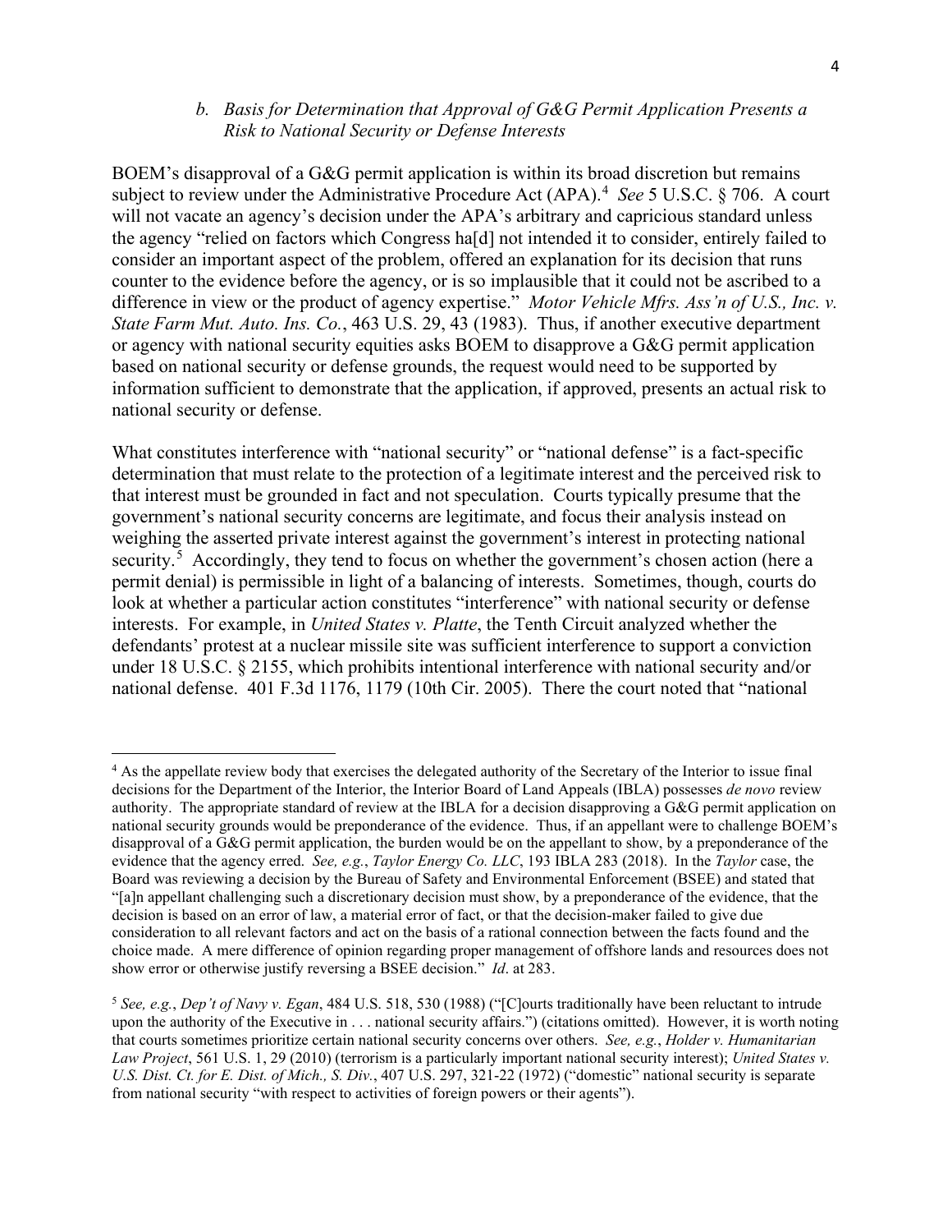### *b. Basis for Determination that Approval of G&G Permit Application Presents a Risk to National Security or Defense Interests*

BOEM's disapproval of a G&G permit application is within its broad discretion but remains subject to review under the Administrative Procedure Act (APA).[4] *See* 5 U.S.C. § 706. A court will not vacate an agency's decision under the APA's arbitrary and capricious standard unless the agency "relied on factors which Congress ha[d] not intended it to consider, entirely failed to consider an important aspect of the problem, offered an explanation for its decision that runs counter to the evidence before the agency, or is so implausible that it could not be ascribed to a difference in view or the product of agency expertise." *Motor Vehicle Mfrs. Ass'n of U.S., Inc. v. State Farm Mut. Auto. Ins. Co.*, 463 U.S. 29, 43 (1983). Thus, if another executive department or agency with national security equities asks BOEM to disapprove a G&G permit application based on national security or defense grounds, the request would need to be supported by information sufficient to demonstrate that the application, if approved, presents an actual risk to national security or defense.

What constitutes interference with "national security" or "national defense" is a fact-specific determination that must relate to the protection of a legitimate interest and the perceived risk to that interest must be grounded in fact and not speculation. Courts typically presume that the government's national security concerns are legitimate, and focus their analysis instead on weighing the asserted private interest against the government's interest in protecting national security.[5] Accordingly, they tend to focus on whether the government's chosen action (here a permit denial) is permissible in light of a balancing of interests. Sometimes, though, courts do look at whether a particular action constitutes "interference" with national security or defense interests. For example, in *United States v. Platte*, the Tenth Circuit analyzed whether the defendants' protest at a nuclear missile site was sufficient interference to support a conviction under 18 U.S.C. § 2155, which prohibits intentional interference with national security and/or national defense. 401 F.3d 1176, 1179 (10th Cir. 2005). There the court noted that "national

---

[4] As the appellate review body that exercises the delegated authority of the Secretary of the Interior to issue final decisions for the Department of the Interior, the Interior Board of Land Appeals (IBLA) possesses *de novo* review authority. The appropriate standard of review at the IBLA for a decision disapproving a G&G permit application on national security grounds would be preponderance of the evidence. Thus, if an appellant were to challenge BOEM's disapproval of a G&G permit application, the burden would be on the appellant to show, by a preponderance of the evidence that the agency erred. *See, e.g.*, *Taylor Energy Co. LLC*, 193 IBLA 283 (2018). In the *Taylor* case, the Board was reviewing a decision by the Bureau of Safety and Environmental Enforcement (BSEE) and stated that "[a]n appellant challenging such a discretionary decision must show, by a preponderance of the evidence, that the decision is based on an error of law, a material error of fact, or that the decision-maker failed to give due consideration to all relevant factors and act on the basis of a rational connection between the facts found and the choice made. A mere difference of opinion regarding proper management of offshore lands and resources does not show error or otherwise justify reversing a BSEE decision." *Id*. at 283.

[5] *See, e.g.*, *Dep't of Navy v. Egan*, 484 U.S. 518, 530 (1988) ("[C]ourts traditionally have been reluctant to intrude upon the authority of the Executive in . . . national security affairs.") (citations omitted). However, it is worth noting that courts sometimes prioritize certain national security concerns over others. *See, e.g.*, *Holder v. Humanitarian Law Project*, 561 U.S. 1, 29 (2010) (terrorism is a particularly important national security interest); *United States v. U.S. Dist. Ct. for E. Dist. of Mich., S. Div.*, 407 U.S. 297, 321-22 (1972) ("domestic" national security is separate from national security "with respect to activities of foreign powers or their agents").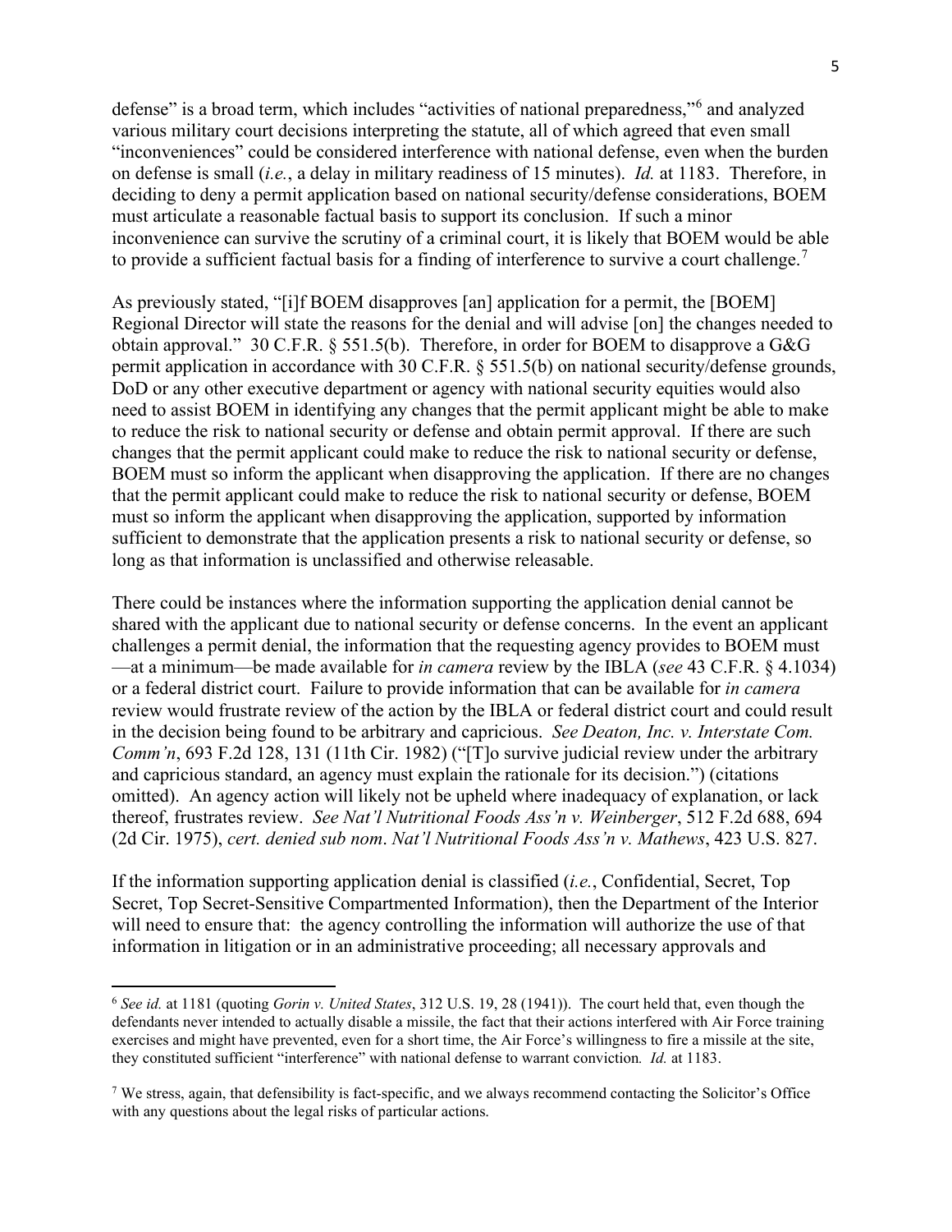defense" is a broad term, which includes "activities of national preparedness,"[6] and analyzed various military court decisions interpreting the statute, all of which agreed that even small "inconveniences" could be considered interference with national defense, even when the burden on defense is small (*i.e.*, a delay in military readiness of 15 minutes). *Id.* at 1183. Therefore, in deciding to deny a permit application based on national security/defense considerations, BOEM must articulate a reasonable factual basis to support its conclusion. If such a minor inconvenience can survive the scrutiny of a criminal court, it is likely that BOEM would be able to provide a sufficient factual basis for a finding of interference to survive a court challenge.[7]

As previously stated, "[i]f BOEM disapproves [an] application for a permit, the [BOEM] Regional Director will state the reasons for the denial and will advise [on] the changes needed to obtain approval." 30 C.F.R. § 551.5(b). Therefore, in order for BOEM to disapprove a G&G permit application in accordance with 30 C.F.R. § 551.5(b) on national security/defense grounds, DoD or any other executive department or agency with national security equities would also need to assist BOEM in identifying any changes that the permit applicant might be able to make to reduce the risk to national security or defense and obtain permit approval. If there are such changes that the permit applicant could make to reduce the risk to national security or defense, BOEM must so inform the applicant when disapproving the application. If there are no changes that the permit applicant could make to reduce the risk to national security or defense, BOEM must so inform the applicant when disapproving the application, supported by information sufficient to demonstrate that the application presents a risk to national security or defense, so long as that information is unclassified and otherwise releasable.

There could be instances where the information supporting the application denial cannot be shared with the applicant due to national security or defense concerns. In the event an applicant challenges a permit denial, the information that the requesting agency provides to BOEM must —at a minimum—be made available for *in camera* review by the IBLA (*see* 43 C.F.R. § 4.1034) or a federal district court. Failure to provide information that can be available for *in camera* review would frustrate review of the action by the IBLA or federal district court and could result in the decision being found to be arbitrary and capricious. *See Deaton, Inc. v. Interstate Com. Comm'n*, 693 F.2d 128, 131 (11th Cir. 1982) ("[T]o survive judicial review under the arbitrary and capricious standard, an agency must explain the rationale for its decision.") (citations omitted). An agency action will likely not be upheld where inadequacy of explanation, or lack thereof, frustrates review. *See Nat'l Nutritional Foods Ass'n v. Weinberger*, 512 F.2d 688, 694 (2d Cir. 1975), *cert. denied sub nom*. *Nat'l Nutritional Foods Ass'n v. Mathews*, 423 U.S. 827.

If the information supporting application denial is classified (*i.e.*, Confidential, Secret, Top Secret, Top Secret-Sensitive Compartmented Information), then the Department of the Interior will need to ensure that: the agency controlling the information will authorize the use of that information in litigation or in an administrative proceeding; all necessary approvals and

---

[6] *See id.* at 1181 (quoting *Gorin v. United States*, 312 U.S. 19, 28 (1941)). The court held that, even though the defendants never intended to actually disable a missile, the fact that their actions interfered with Air Force training exercises and might have prevented, even for a short time, the Air Force's willingness to fire a missile at the site, they constituted sufficient "interference" with national defense to warrant conviction. *Id.* at 1183.

[7] We stress, again, that defensibility is fact-specific, and we always recommend contacting the Solicitor's Office with any questions about the legal risks of particular actions.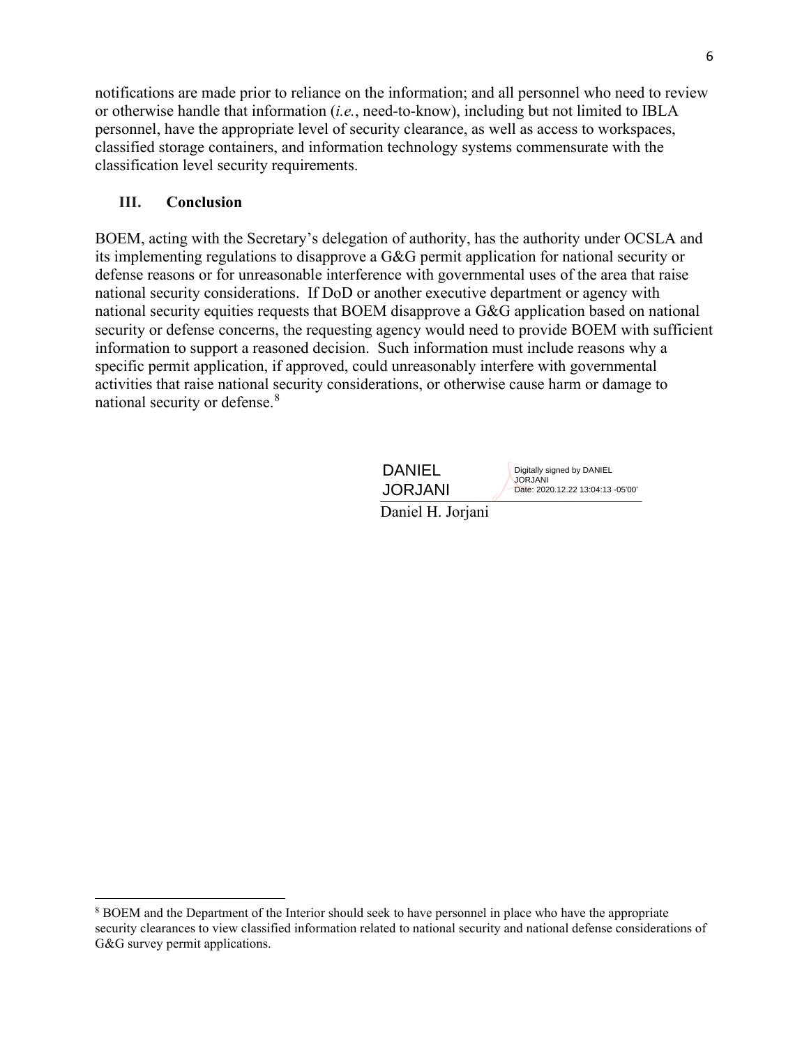notifications are made prior to reliance on the information; and all personnel who need to review or otherwise handle that information (*i.e.*, need-to-know), including but not limited to IBLA personnel, have the appropriate level of security clearance, as well as access to workspaces, classified storage containers, and information technology systems commensurate with the classification level security requirements.

## III. Conclusion

BOEM, acting with the Secretary's delegation of authority, has the authority under OCSLA and its implementing regulations to disapprove a G&G permit application for national security or defense reasons or for unreasonable interference with governmental uses of the area that raise national security considerations. If DoD or another executive department or agency with national security equities requests that BOEM disapprove a G&G application based on national security or defense concerns, the requesting agency would need to provide BOEM with sufficient information to support a reasoned decision. Such information must include reasons why a specific permit application, if approved, could unreasonably interfere with governmental activities that raise national security considerations, or otherwise cause harm or damage to national security or defense.[8]

DANIEL JORJANI

Digitally signed by DANIEL JORJANI
Date: 2020.12.22 13:04:13 -05'00'

Daniel H. Jorjani

---

[8] BOEM and the Department of the Interior should seek to have personnel in place who have the appropriate security clearances to view classified information related to national security and national defense considerations of G&G survey permit applications.